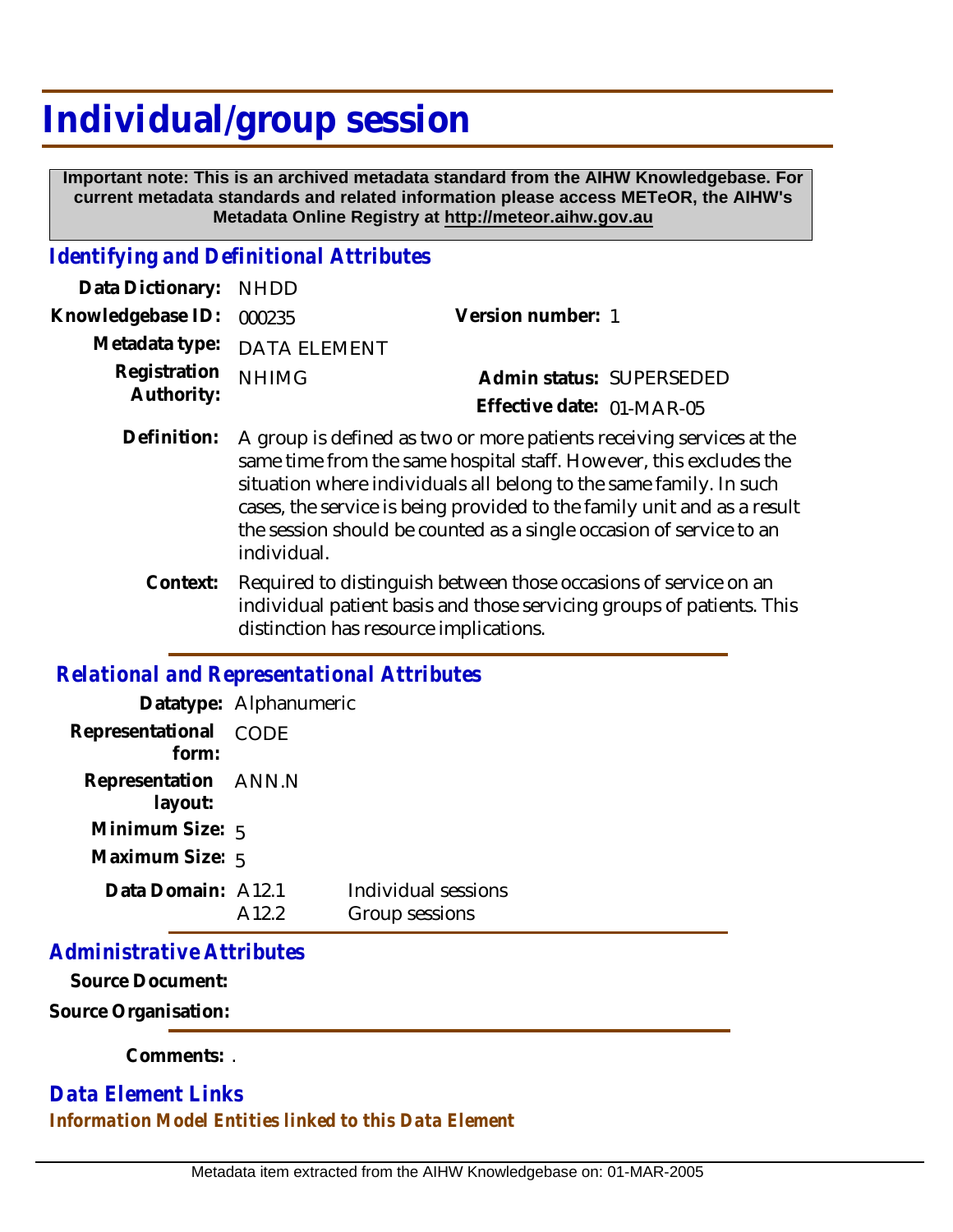# Individual/group session

**Important note: This is an archived metadata standard from the AIHW Knowledgebase. For current metadata standards and related information please access METeOR, the AIHW's Metadata Online Registry at http://meteor.aihw.gov.au**

## *Identifying and Definitional Attributes*

**Data Dictionary:** NHDD

**Knowledgebase ID:** 000235

**Version number:** 1

**Metadata type:** DATA ELEMENT

**Registration Authority:** NHIMG

**Admin status:** SUPERSEDED

**Effective date:** 01-MAR-05

**Definition:** A group is defined as two or more patients receiving services at the same time from the same hospital staff. However, this excludes the situation where individuals all belong to the same family. In such cases, the service is being provided to the family unit and as a result the session should be counted as a single occasion of service to an individual.

**Context:** Required to distinguish between those occasions of service on an individual patient basis and those servicing groups of patients. This distinction has resource implications.

## *Relational and Representational Attributes*

**Datatype:** Alphanumeric

**Representational form:** CODE

**Representation layout:** ANN.N

**Minimum Size:** 5

**Maximum Size:** 5

**Data Domain:**

| Code | Description |
|---|---|
| A12.1 | Individual sessions |
| A12.2 | Group sessions |

## *Administrative Attributes*

**Source Document:**

**Source Organisation:**

**Comments:** .

## *Data Element Links*

*Information Model Entities linked to this Data Element*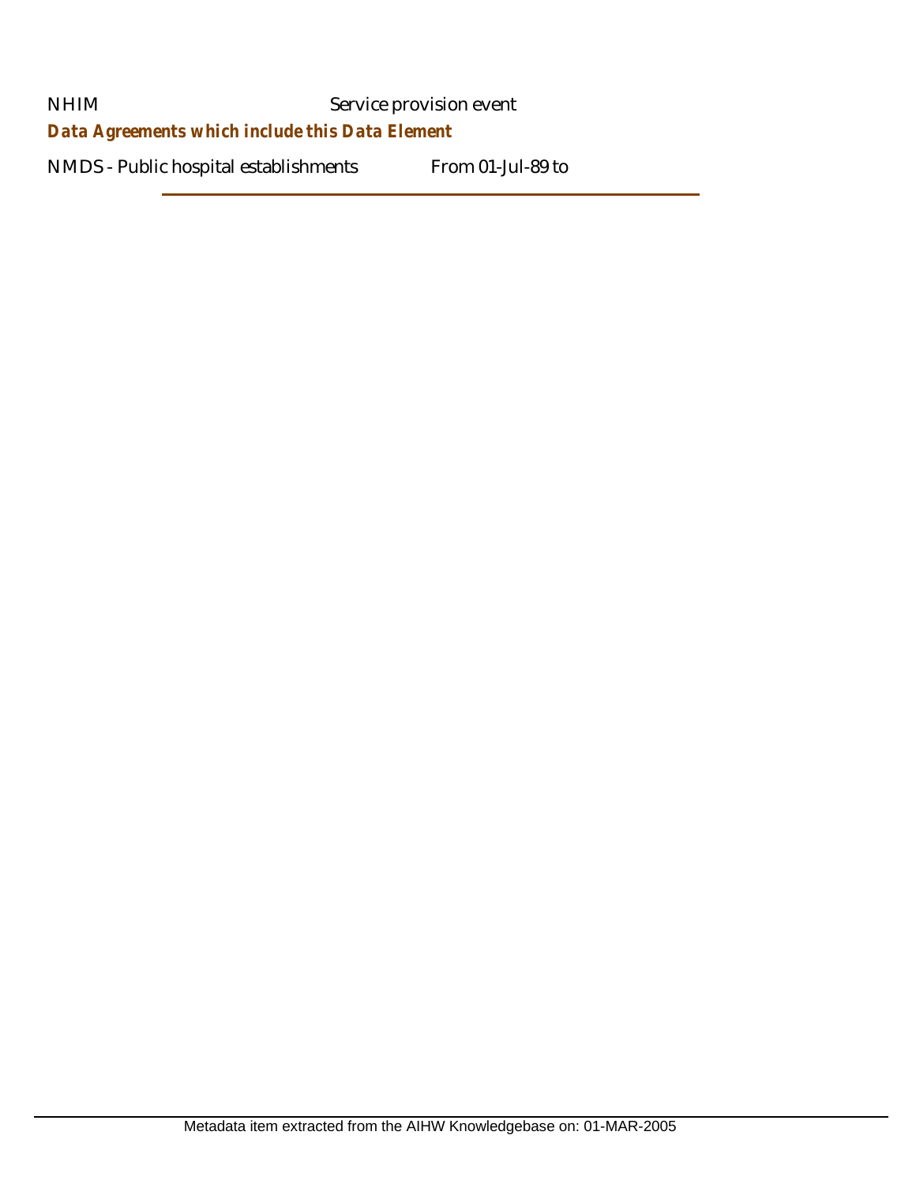NHIM Service provision event

***Data Agreements which include this Data Element***

NMDS - Public hospital establishments From 01-Jul-89 to

Metadata item extracted from the AIHW Knowledgebase on: 01-MAR-2005